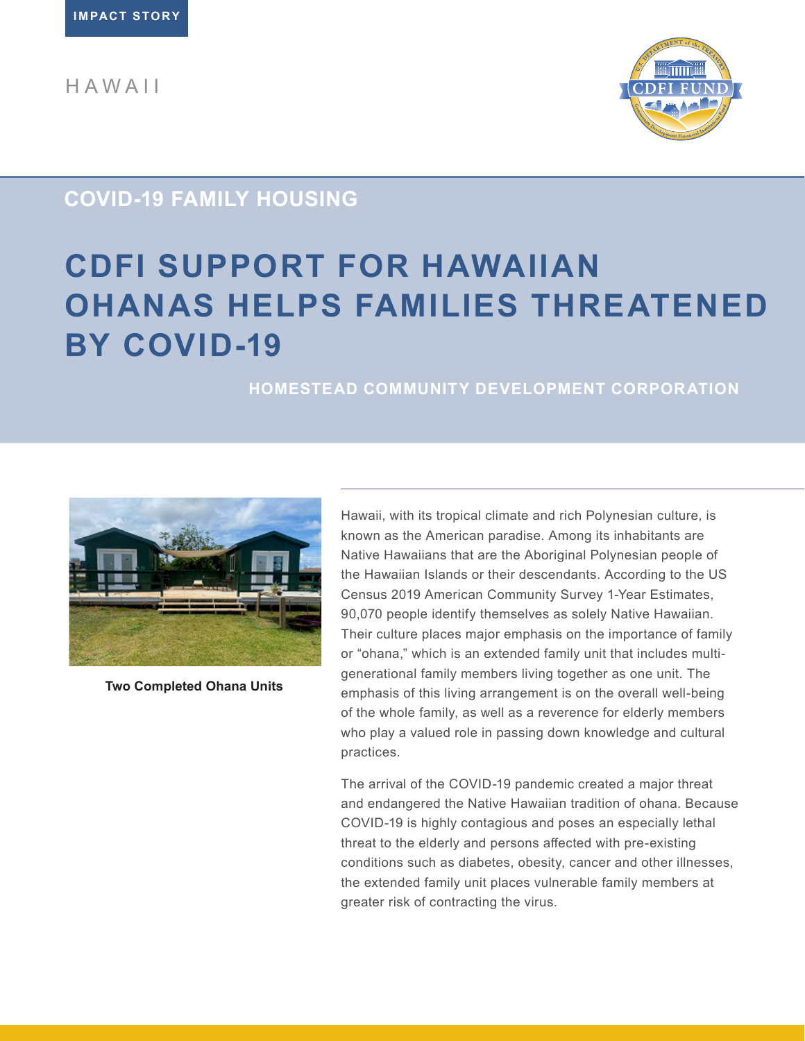IMPACT STORY

HAWAII

## COVID-19 FAMILY HOUSING

# CDFI SUPPORT FOR HAWAIIAN OHANAS HELPS FAMILIES THREATENED BY COVID-19

### HOMESTEAD COMMUNITY DEVELOPMENT CORPORATION

**Two Completed Ohana Units**

Hawaii, with its tropical climate and rich Polynesian culture, is known as the American paradise. Among its inhabitants are Native Hawaiians that are the Aboriginal Polynesian people of the Hawaiian Islands or their descendants. According to the US Census 2019 American Community Survey 1-Year Estimates, 90,070 people identify themselves as solely Native Hawaiian. Their culture places major emphasis on the importance of family or "ohana," which is an extended family unit that includes multi-generational family members living together as one unit. The emphasis of this living arrangement is on the overall well-being of the whole family, as well as a reverence for elderly members who play a valued role in passing down knowledge and cultural practices.

The arrival of the COVID-19 pandemic created a major threat and endangered the Native Hawaiian tradition of ohana. Because COVID-19 is highly contagious and poses an especially lethal threat to the elderly and persons affected with pre-existing conditions such as diabetes, obesity, cancer and other illnesses, the extended family unit places vulnerable family members at greater risk of contracting the virus.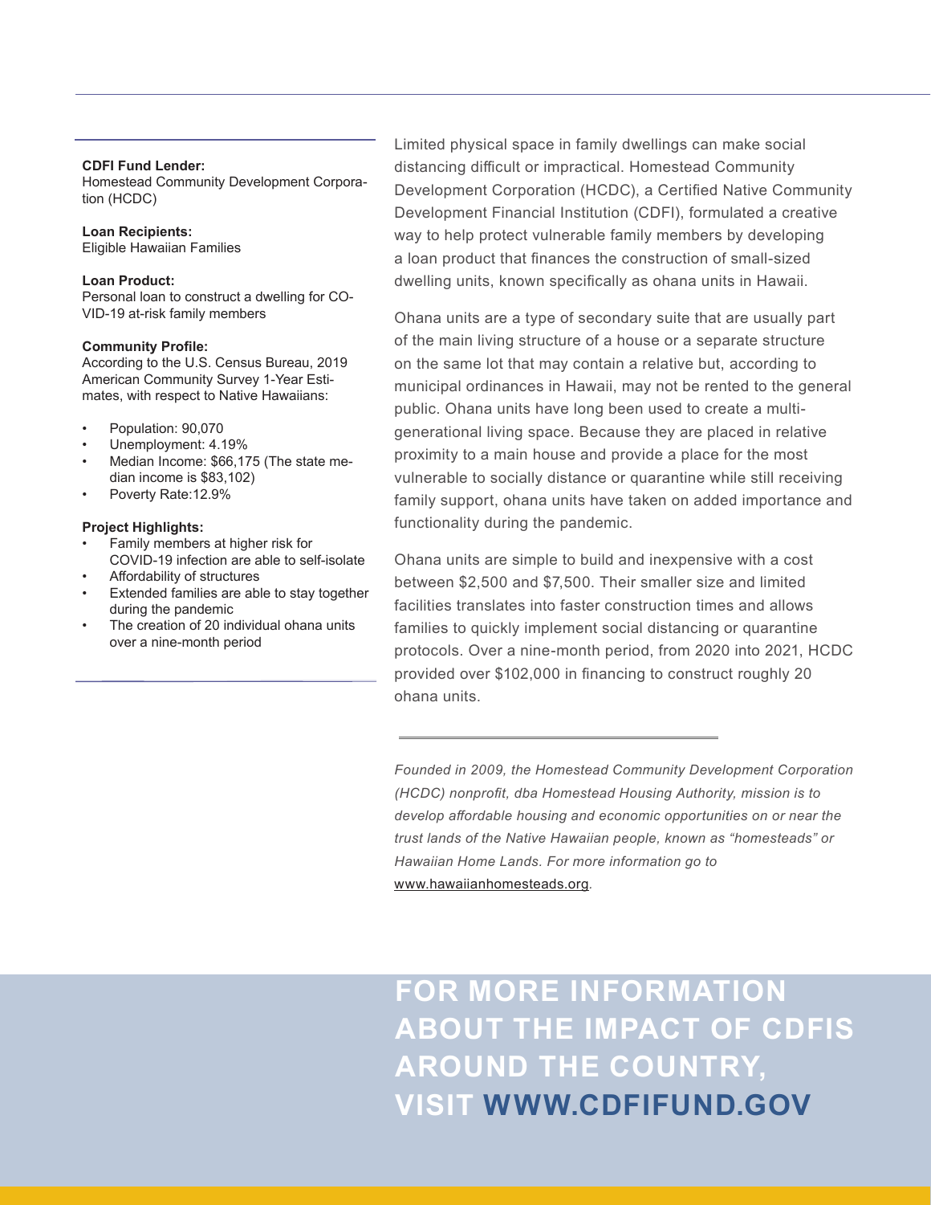**CDFI Fund Lender:**
Homestead Community Development Corporation (HCDC)

**Loan Recipients:**
Eligible Hawaiian Families

**Loan Product:**
Personal loan to construct a dwelling for COVID-19 at-risk family members

**Community Profile:**
According to the U.S. Census Bureau, 2019 American Community Survey 1-Year Estimates, with respect to Native Hawaiians:

- Population: 90,070
- Unemployment: 4.19%
- Median Income: $66,175 (The state median income is $83,102)
- Poverty Rate:12.9%

**Project Highlights:**

- Family members at higher risk for COVID-19 infection are able to self-isolate
- Affordability of structures
- Extended families are able to stay together during the pandemic
- The creation of 20 individual ohana units over a nine-month period

Limited physical space in family dwellings can make social distancing difficult or impractical. Homestead Community Development Corporation (HCDC), a Certified Native Community Development Financial Institution (CDFI), formulated a creative way to help protect vulnerable family members by developing a loan product that finances the construction of small-sized dwelling units, known specifically as ohana units in Hawaii.

Ohana units are a type of secondary suite that are usually part of the main living structure of a house or a separate structure on the same lot that may contain a relative but, according to municipal ordinances in Hawaii, may not be rented to the general public. Ohana units have long been used to create a multi-generational living space. Because they are placed in relative proximity to a main house and provide a place for the most vulnerable to socially distance or quarantine while still receiving family support, ohana units have taken on added importance and functionality during the pandemic.

Ohana units are simple to build and inexpensive with a cost between $2,500 and $7,500. Their smaller size and limited facilities translates into faster construction times and allows families to quickly implement social distancing or quarantine protocols. Over a nine-month period, from 2020 into 2021, HCDC provided over $102,000 in financing to construct roughly 20 ohana units.

---

*Founded in 2009, the Homestead Community Development Corporation (HCDC) nonprofit, dba Homestead Housing Authority, mission is to develop affordable housing and economic opportunities on or near the trust lands of the Native Hawaiian people, known as "homesteads" or Hawaiian Home Lands. For more information go to* www.hawaiianhomesteads.org.

**FOR MORE INFORMATION ABOUT THE IMPACT OF CDFIS AROUND THE COUNTRY, VISIT WWW.CDFIFUND.GOV**